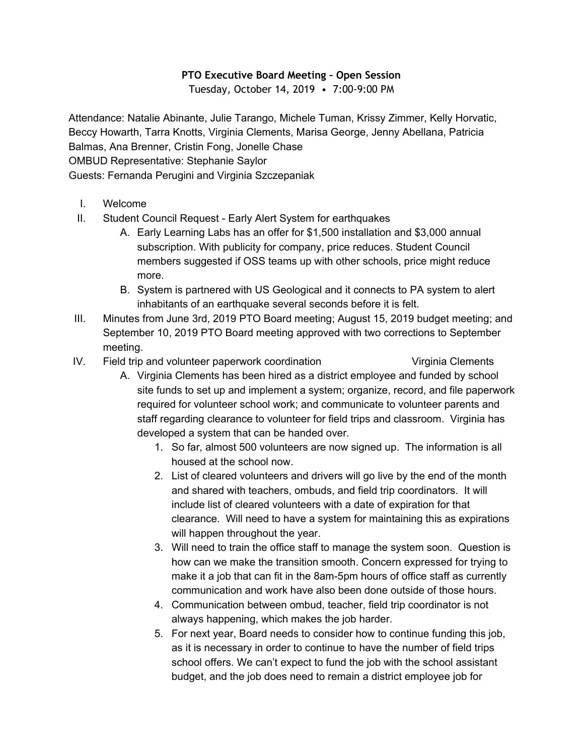**PTO Executive Board Meeting – Open Session**

Tuesday, October 14, 2019 • 7:00-9:00 PM

Attendance: Natalie Abinante, Julie Tarango, Michele Tuman, Krissy Zimmer, Kelly Horvatic, Beccy Howarth, Tarra Knotts, Virginia Clements, Marisa George, Jenny Abellana, Patricia Balmas, Ana Brenner, Cristin Fong, Jonelle Chase
OMBUD Representative: Stephanie Saylor
Guests: Fernanda Perugini and Virginia Szczepaniak

I. Welcome
II. Student Council Request - Early Alert System for earthquakes
    A. Early Learning Labs has an offer for $1,500 installation and $3,000 annual subscription. With publicity for company, price reduces. Student Council members suggested if OSS teams up with other schools, price might reduce more.
    B. System is partnered with US Geological and it connects to PA system to alert inhabitants of an earthquake several seconds before it is felt.
III. Minutes from June 3rd, 2019 PTO Board meeting; August 15, 2019 budget meeting; and September 10, 2019 PTO Board meeting approved with two corrections to September meeting.
IV. Field trip and volunteer paperwork coordination — Virginia Clements
    A. Virginia Clements has been hired as a district employee and funded by school site funds to set up and implement a system; organize, record, and file paperwork required for volunteer school work; and communicate to volunteer parents and staff regarding clearance to volunteer for field trips and classroom. Virginia has developed a system that can be handed over.
        1. So far, almost 500 volunteers are now signed up. The information is all housed at the school now.
        2. List of cleared volunteers and drivers will go live by the end of the month and shared with teachers, ombuds, and field trip coordinators. It will include list of cleared volunteers with a date of expiration for that clearance. Will need to have a system for maintaining this as expirations will happen throughout the year.
        3. Will need to train the office staff to manage the system soon. Question is how can we make the transition smooth. Concern expressed for trying to make it a job that can fit in the 8am-5pm hours of office staff as currently communication and work have also been done outside of those hours.
        4. Communication between ombud, teacher, field trip coordinator is not always happening, which makes the job harder.
        5. For next year, Board needs to consider how to continue funding this job, as it is necessary in order to continue to have the number of field trips school offers. We can't expect to fund the job with the school assistant budget, and the job does need to remain a district employee job for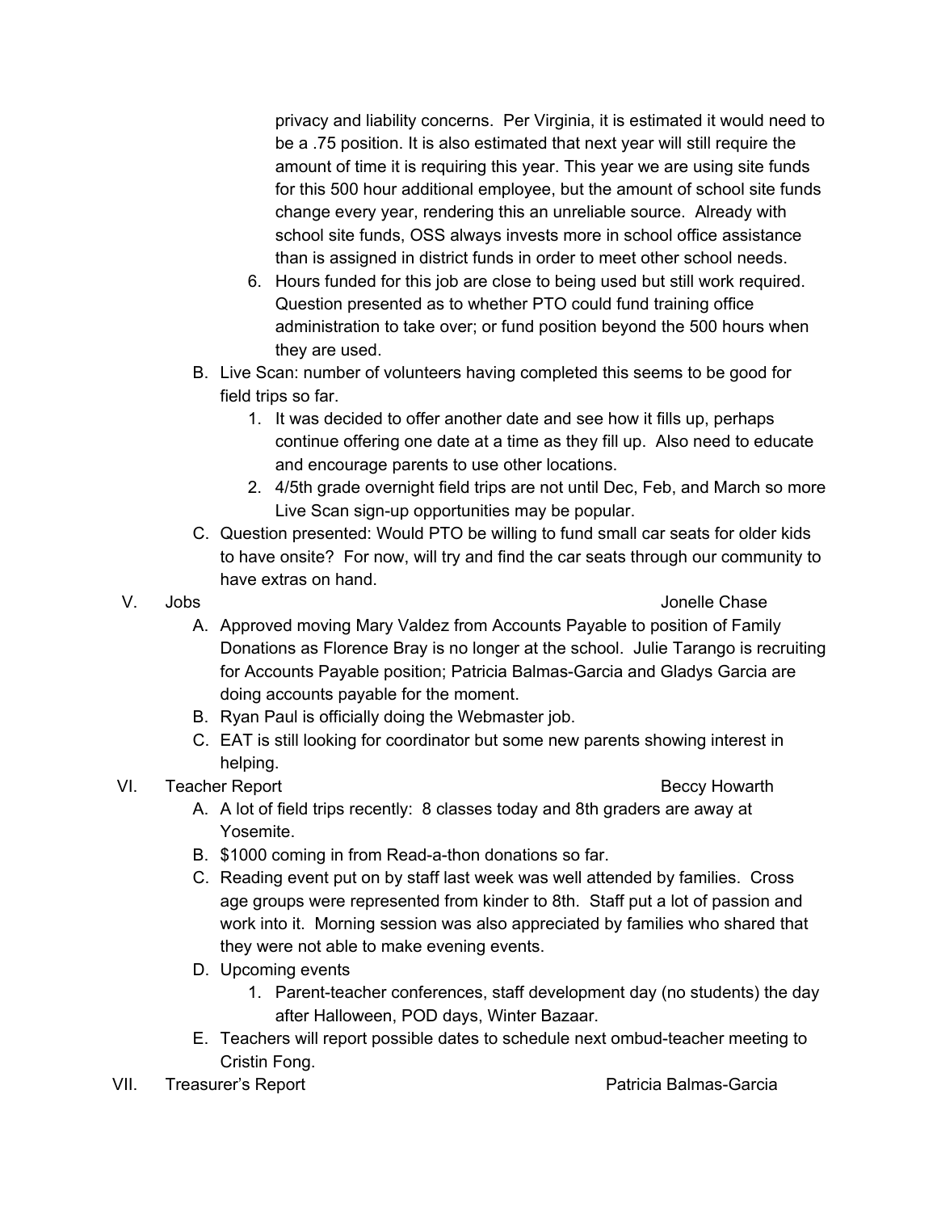privacy and liability concerns. Per Virginia, it is estimated it would need to be a .75 position. It is also estimated that next year will still require the amount of time it is requiring this year. This year we are using site funds for this 500 hour additional employee, but the amount of school site funds change every year, rendering this an unreliable source. Already with school site funds, OSS always invests more in school office assistance than is assigned in district funds in order to meet other school needs.

6. Hours funded for this job are close to being used but still work required. Question presented as to whether PTO could fund training office administration to take over; or fund position beyond the 500 hours when they are used.

B. Live Scan: number of volunteers having completed this seems to be good for field trips so far.
   1. It was decided to offer another date and see how it fills up, perhaps continue offering one date at a time as they fill up. Also need to educate and encourage parents to use other locations.
   2. 4/5th grade overnight field trips are not until Dec, Feb, and March so more Live Scan sign-up opportunities may be popular.

C. Question presented: Would PTO be willing to fund small car seats for older kids to have onsite? For now, will try and find the car seats through our community to have extras on hand.

V. Jobs — Jonelle Chase

A. Approved moving Mary Valdez from Accounts Payable to position of Family Donations as Florence Bray is no longer at the school. Julie Tarango is recruiting for Accounts Payable position; Patricia Balmas-Garcia and Gladys Garcia are doing accounts payable for the moment.

B. Ryan Paul is officially doing the Webmaster job.

C. EAT is still looking for coordinator but some new parents showing interest in helping.

VI. Teacher Report — Beccy Howarth

A. A lot of field trips recently: 8 classes today and 8th graders are away at Yosemite.

B. $1000 coming in from Read-a-thon donations so far.

C. Reading event put on by staff last week was well attended by families. Cross age groups were represented from kinder to 8th. Staff put a lot of passion and work into it. Morning session was also appreciated by families who shared that they were not able to make evening events.

D. Upcoming events
   1. Parent-teacher conferences, staff development day (no students) the day after Halloween, POD days, Winter Bazaar.

E. Teachers will report possible dates to schedule next ombud-teacher meeting to Cristin Fong.

VII. Treasurer's Report — Patricia Balmas-Garcia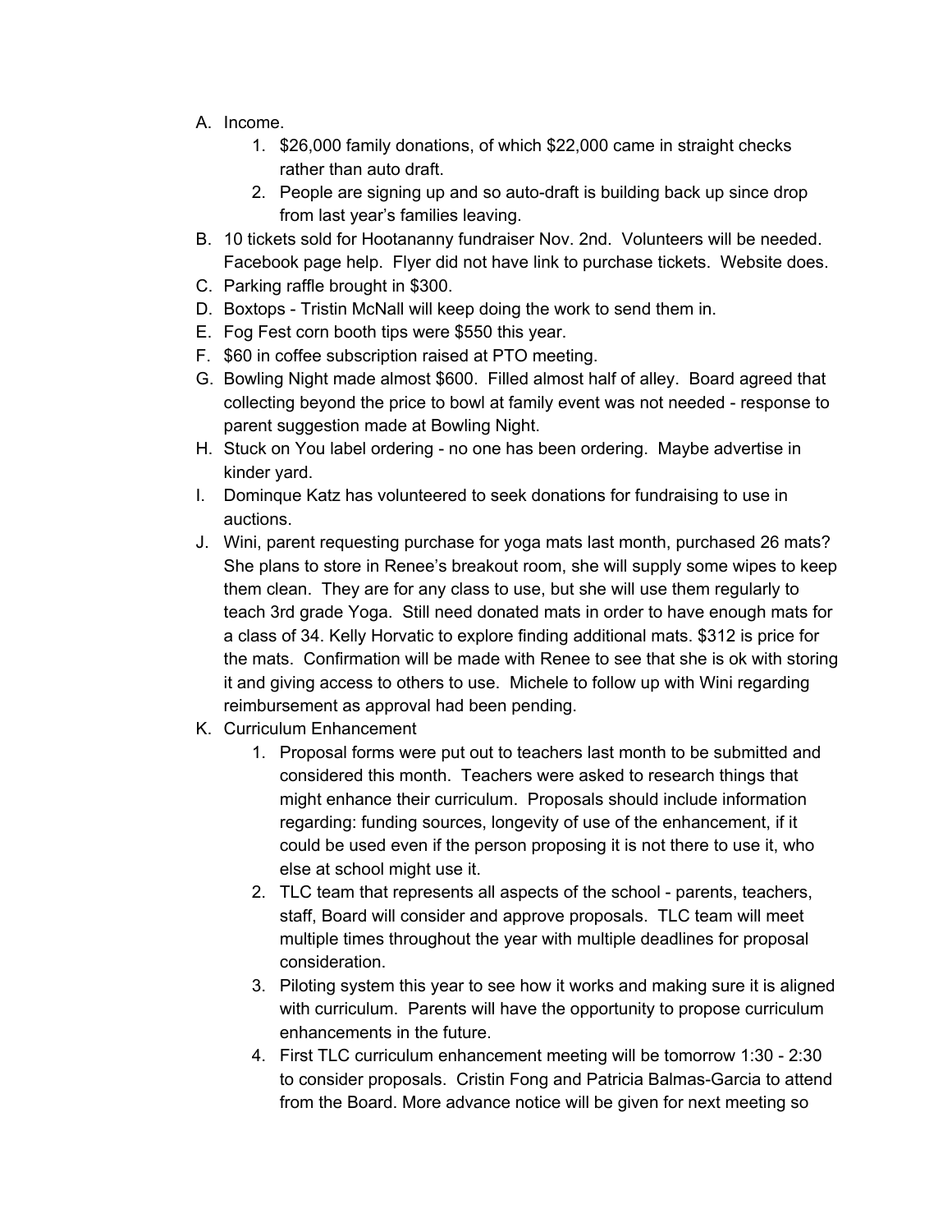A. Income.
    1. $26,000 family donations, of which $22,000 came in straight checks rather than auto draft.
    2. People are signing up and so auto-draft is building back up since drop from last year's families leaving.
B. 10 tickets sold for Hootananny fundraiser Nov. 2nd. Volunteers will be needed. Facebook page help. Flyer did not have link to purchase tickets. Website does.
C. Parking raffle brought in $300.
D. Boxtops - Tristin McNall will keep doing the work to send them in.
E. Fog Fest corn booth tips were $550 this year.
F. $60 in coffee subscription raised at PTO meeting.
G. Bowling Night made almost $600. Filled almost half of alley. Board agreed that collecting beyond the price to bowl at family event was not needed - response to parent suggestion made at Bowling Night.
H. Stuck on You label ordering - no one has been ordering. Maybe advertise in kinder yard.
I. Dominque Katz has volunteered to seek donations for fundraising to use in auctions.
J. Wini, parent requesting purchase for yoga mats last month, purchased 26 mats? She plans to store in Renee's breakout room, she will supply some wipes to keep them clean. They are for any class to use, but she will use them regularly to teach 3rd grade Yoga. Still need donated mats in order to have enough mats for a class of 34. Kelly Horvatic to explore finding additional mats. $312 is price for the mats. Confirmation will be made with Renee to see that she is ok with storing it and giving access to others to use. Michele to follow up with Wini regarding reimbursement as approval had been pending.
K. Curriculum Enhancement
    1. Proposal forms were put out to teachers last month to be submitted and considered this month. Teachers were asked to research things that might enhance their curriculum. Proposals should include information regarding: funding sources, longevity of use of the enhancement, if it could be used even if the person proposing it is not there to use it, who else at school might use it.
    2. TLC team that represents all aspects of the school - parents, teachers, staff, Board will consider and approve proposals. TLC team will meet multiple times throughout the year with multiple deadlines for proposal consideration.
    3. Piloting system this year to see how it works and making sure it is aligned with curriculum. Parents will have the opportunity to propose curriculum enhancements in the future.
    4. First TLC curriculum enhancement meeting will be tomorrow 1:30 - 2:30 to consider proposals. Cristin Fong and Patricia Balmas-Garcia to attend from the Board. More advance notice will be given for next meeting so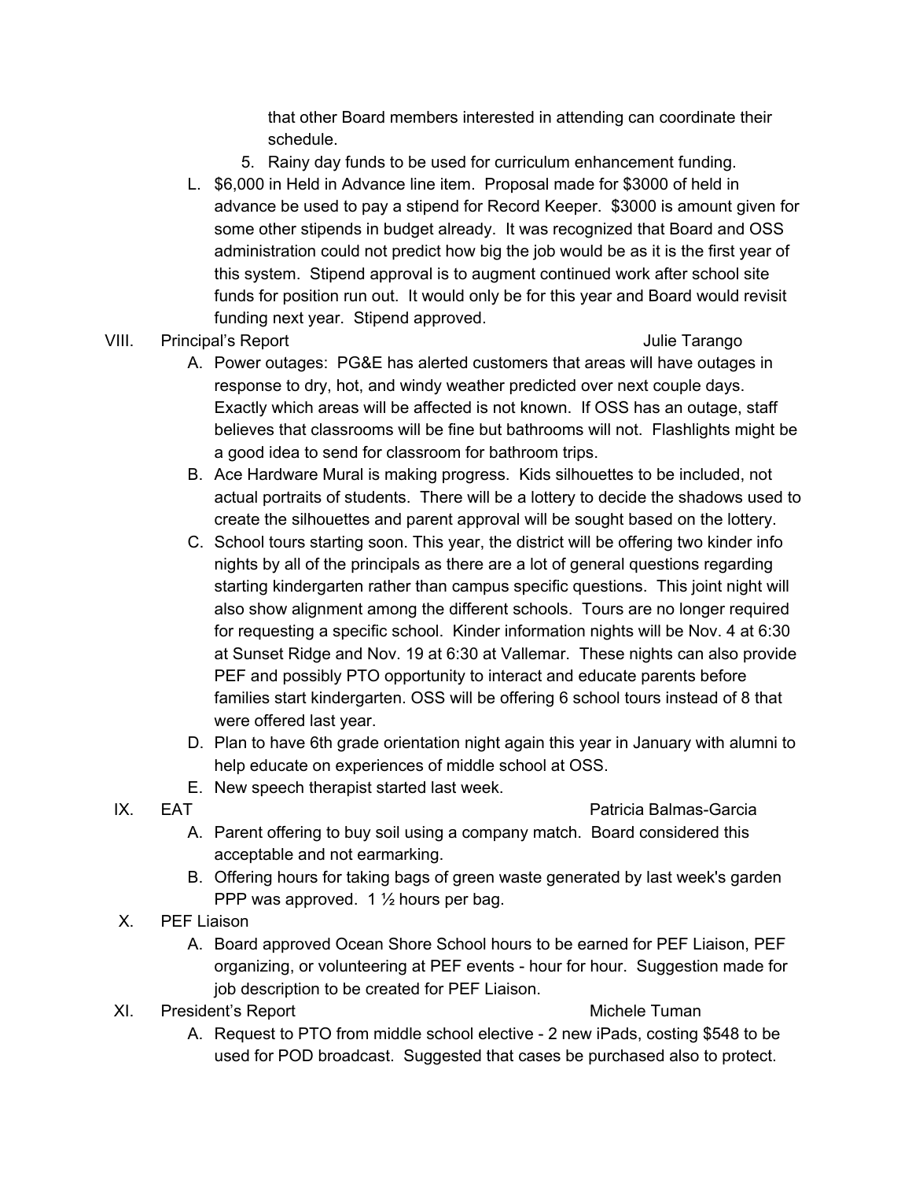that other Board members interested in attending can coordinate their schedule.

5. Rainy day funds to be used for curriculum enhancement funding.

L. $6,000 in Held in Advance line item. Proposal made for $3000 of held in advance be used to pay a stipend for Record Keeper. $3000 is amount given for some other stipends in budget already. It was recognized that Board and OSS administration could not predict how big the job would be as it is the first year of this system. Stipend approval is to augment continued work after school site funds for position run out. It would only be for this year and Board would revisit funding next year. Stipend approved.

VIII. Principal's Report — Julie Tarango

A. Power outages: PG&E has alerted customers that areas will have outages in response to dry, hot, and windy weather predicted over next couple days. Exactly which areas will be affected is not known. If OSS has an outage, staff believes that classrooms will be fine but bathrooms will not. Flashlights might be a good idea to send for classroom for bathroom trips.

B. Ace Hardware Mural is making progress. Kids silhouettes to be included, not actual portraits of students. There will be a lottery to decide the shadows used to create the silhouettes and parent approval will be sought based on the lottery.

C. School tours starting soon. This year, the district will be offering two kinder info nights by all of the principals as there are a lot of general questions regarding starting kindergarten rather than campus specific questions. This joint night will also show alignment among the different schools. Tours are no longer required for requesting a specific school. Kinder information nights will be Nov. 4 at 6:30 at Sunset Ridge and Nov. 19 at 6:30 at Vallemar. These nights can also provide PEF and possibly PTO opportunity to interact and educate parents before families start kindergarten. OSS will be offering 6 school tours instead of 8 that were offered last year.

D. Plan to have 6th grade orientation night again this year in January with alumni to help educate on experiences of middle school at OSS.

E. New speech therapist started last week.

IX. EAT — Patricia Balmas-Garcia

A. Parent offering to buy soil using a company match. Board considered this acceptable and not earmarking.

B. Offering hours for taking bags of green waste generated by last week's garden PPP was approved. 1 ½ hours per bag.

X. PEF Liaison

A. Board approved Ocean Shore School hours to be earned for PEF Liaison, PEF organizing, or volunteering at PEF events - hour for hour. Suggestion made for job description to be created for PEF Liaison.

XI. President's Report — Michele Tuman

A. Request to PTO from middle school elective - 2 new iPads, costing $548 to be used for POD broadcast. Suggested that cases be purchased also to protect.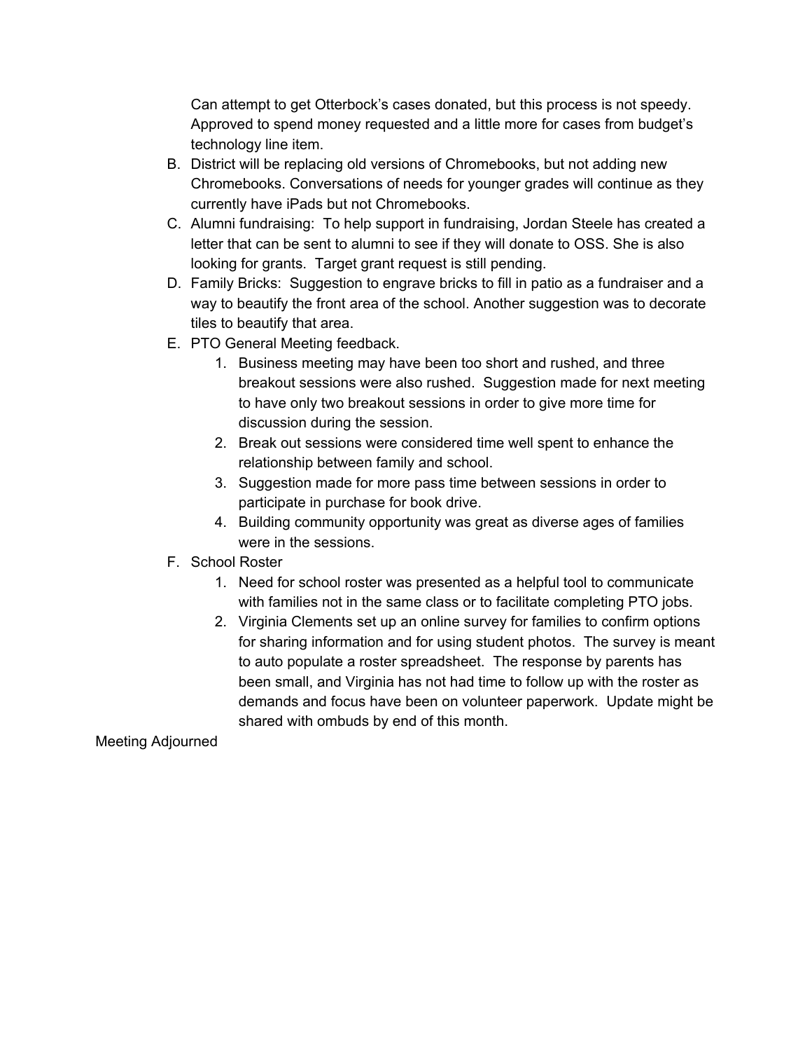Can attempt to get Otterbock's cases donated, but this process is not speedy. Approved to spend money requested and a little more for cases from budget's technology line item.

B. District will be replacing old versions of Chromebooks, but not adding new Chromebooks. Conversations of needs for younger grades will continue as they currently have iPads but not Chromebooks.
C. Alumni fundraising: To help support in fundraising, Jordan Steele has created a letter that can be sent to alumni to see if they will donate to OSS. She is also looking for grants. Target grant request is still pending.
D. Family Bricks: Suggestion to engrave bricks to fill in patio as a fundraiser and a way to beautify the front area of the school. Another suggestion was to decorate tiles to beautify that area.
E. PTO General Meeting feedback.
    1. Business meeting may have been too short and rushed, and three breakout sessions were also rushed. Suggestion made for next meeting to have only two breakout sessions in order to give more time for discussion during the session.
    2. Break out sessions were considered time well spent to enhance the relationship between family and school.
    3. Suggestion made for more pass time between sessions in order to participate in purchase for book drive.
    4. Building community opportunity was great as diverse ages of families were in the sessions.
F. School Roster
    1. Need for school roster was presented as a helpful tool to communicate with families not in the same class or to facilitate completing PTO jobs.
    2. Virginia Clements set up an online survey for families to confirm options for sharing information and for using student photos. The survey is meant to auto populate a roster spreadsheet. The response by parents has been small, and Virginia has not had time to follow up with the roster as demands and focus have been on volunteer paperwork. Update might be shared with ombuds by end of this month.

Meeting Adjourned